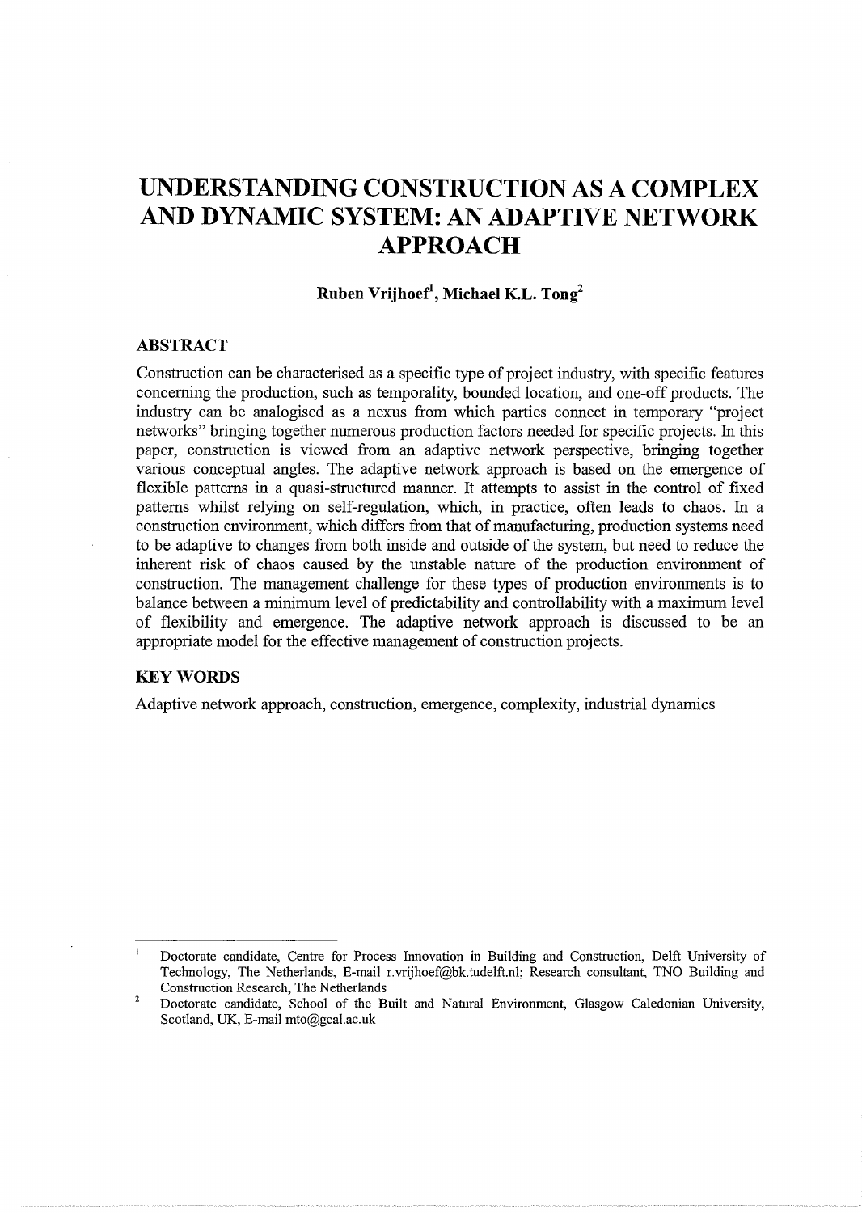# UNDERSTANDING CONSTRUCTION AS A COMPLEX AND DYNAMIC SYSTEM: AN ADAPTIVE NETWORK APPROACH

**Ruben Vrijhoef[1], Michael K.L. Tong[2]**

## ABSTRACT

Construction can be characterised as a specific type of project industry, with specific features concerning the production, such as temporality, bounded location, and one-off products. The industry can be analogised as a nexus from which parties connect in temporary "project networks" bringing together numerous production factors needed for specific projects. In this paper, construction is viewed from an adaptive network perspective, bringing together various conceptual angles. The adaptive network approach is based on the emergence of flexible patterns in a quasi-structured manner. It attempts to assist in the control of fixed patterns whilst relying on self-regulation, which, in practice, often leads to chaos. In a construction environment, which differs from that of manufacturing, production systems need to be adaptive to changes from both inside and outside of the system, but need to reduce the inherent risk of chaos caused by the unstable nature of the production environment of construction. The management challenge for these types of production environments is to balance between a minimum level of predictability and controllability with a maximum level of flexibility and emergence. The adaptive network approach is discussed to be an appropriate model for the effective management of construction projects.

## KEY WORDS

Adaptive network approach, construction, emergence, complexity, industrial dynamics

---

[1] Doctorate candidate, Centre for Process Innovation in Building and Construction, Delft University of Technology, The Netherlands, E-mail r.vrijhoef@bk.tudelft.nl; Research consultant, TNO Building and Construction Research, The Netherlands

[2] Doctorate candidate, School of the Built and Natural Environment, Glasgow Caledonian University, Scotland, UK, E-mail mto@gcal.ac.uk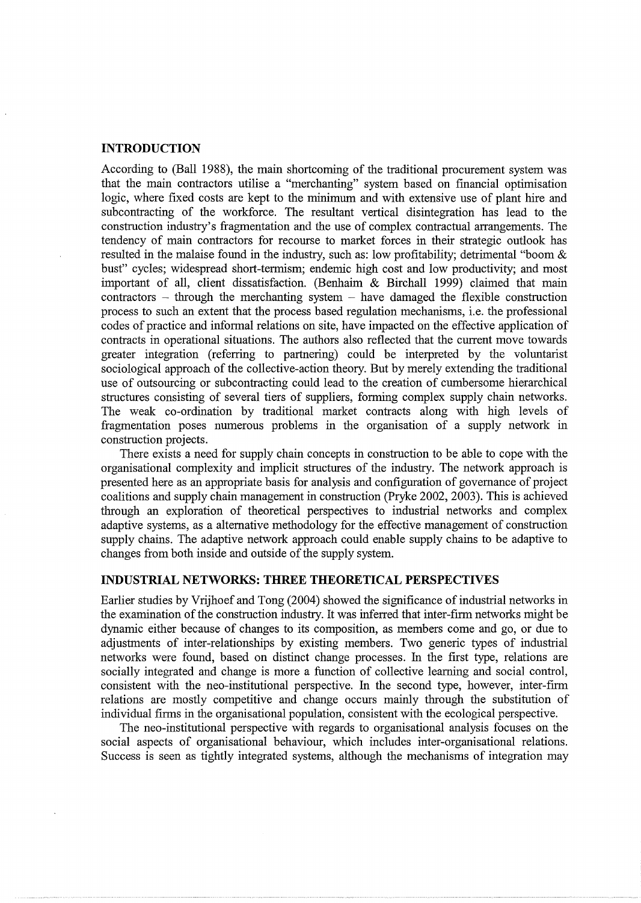## INTRODUCTION

According to (Ball 1988), the main shortcoming of the traditional procurement system was that the main contractors utilise a "merchanting" system based on financial optimisation logic, where fixed costs are kept to the minimum and with extensive use of plant hire and subcontracting of the workforce. The resultant vertical disintegration has lead to the construction industry's fragmentation and the use of complex contractual arrangements. The tendency of main contractors for recourse to market forces in their strategic outlook has resulted in the malaise found in the industry, such as: low profitability; detrimental "boom & bust" cycles; widespread short-termism; endemic high cost and low productivity; and most important of all, client dissatisfaction. (Benhaim & Birchall 1999) claimed that main contractors – through the merchanting system – have damaged the flexible construction process to such an extent that the process based regulation mechanisms, i.e. the professional codes of practice and informal relations on site, have impacted on the effective application of contracts in operational situations. The authors also reflected that the current move towards greater integration (referring to partnering) could be interpreted by the voluntarist sociological approach of the collective-action theory. But by merely extending the traditional use of outsourcing or subcontracting could lead to the creation of cumbersome hierarchical structures consisting of several tiers of suppliers, forming complex supply chain networks. The weak co-ordination by traditional market contracts along with high levels of fragmentation poses numerous problems in the organisation of a supply network in construction projects.

There exists a need for supply chain concepts in construction to be able to cope with the organisational complexity and implicit structures of the industry. The network approach is presented here as an appropriate basis for analysis and configuration of governance of project coalitions and supply chain management in construction (Pryke 2002, 2003). This is achieved through an exploration of theoretical perspectives to industrial networks and complex adaptive systems, as a alternative methodology for the effective management of construction supply chains. The adaptive network approach could enable supply chains to be adaptive to changes from both inside and outside of the supply system.

## INDUSTRIAL NETWORKS: THREE THEORETICAL PERSPECTIVES

Earlier studies by Vrijhoef and Tong (2004) showed the significance of industrial networks in the examination of the construction industry. It was inferred that inter-firm networks might be dynamic either because of changes to its composition, as members come and go, or due to adjustments of inter-relationships by existing members. Two generic types of industrial networks were found, based on distinct change processes. In the first type, relations are socially integrated and change is more a function of collective learning and social control, consistent with the neo-institutional perspective. In the second type, however, inter-firm relations are mostly competitive and change occurs mainly through the substitution of individual firms in the organisational population, consistent with the ecological perspective.

The neo-institutional perspective with regards to organisational analysis focuses on the social aspects of organisational behaviour, which includes inter-organisational relations. Success is seen as tightly integrated systems, although the mechanisms of integration may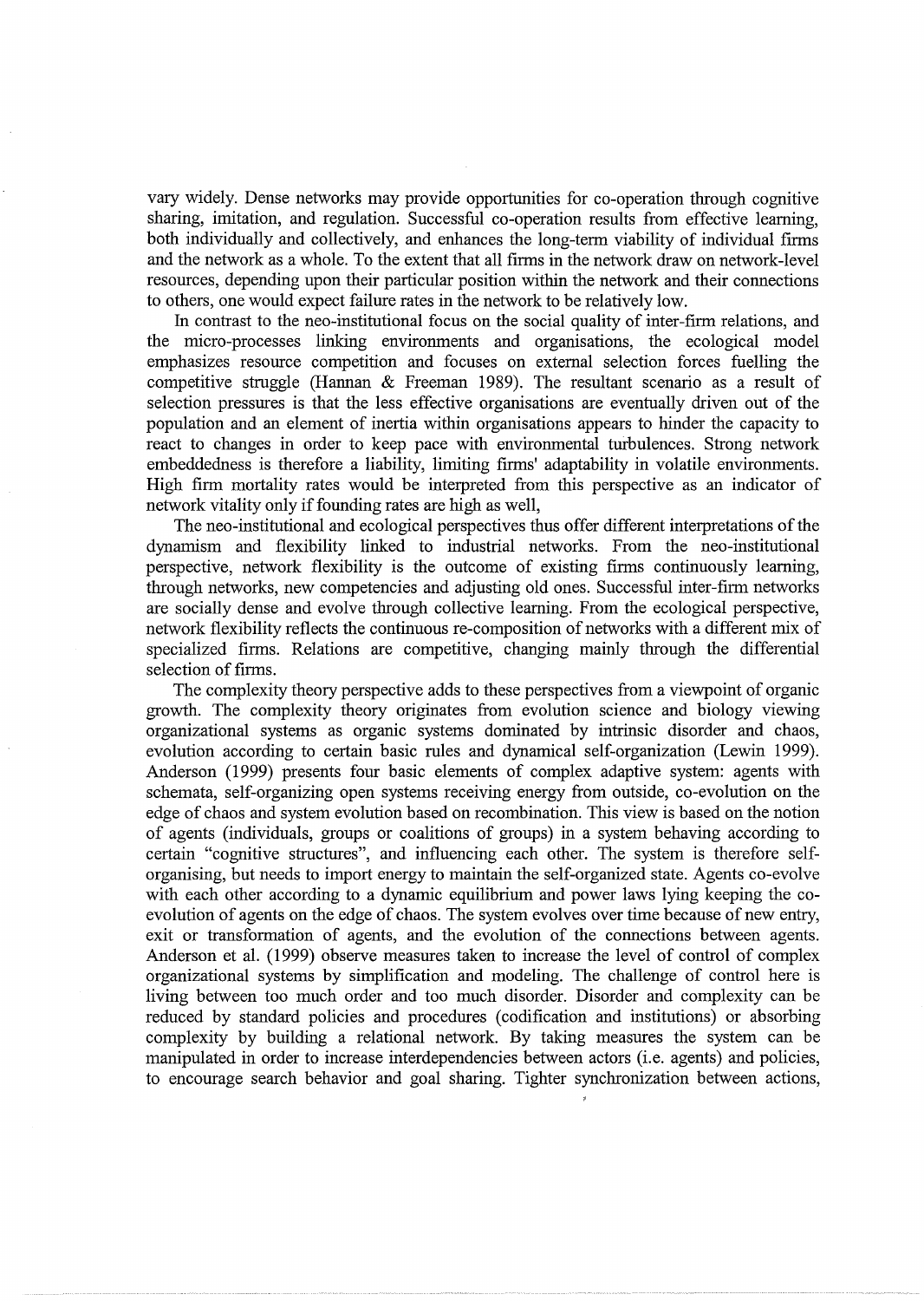vary widely. Dense networks may provide opportunities for co-operation through cognitive sharing, imitation, and regulation. Successful co-operation results from effective learning, both individually and collectively, and enhances the long-term viability of individual firms and the network as a whole. To the extent that all firms in the network draw on network-level resources, depending upon their particular position within the network and their connections to others, one would expect failure rates in the network to be relatively low.

In contrast to the neo-institutional focus on the social quality of inter-firm relations, and the micro-processes linking environments and organisations, the ecological model emphasizes resource competition and focuses on external selection forces fuelling the competitive struggle (Hannan & Freeman 1989). The resultant scenario as a result of selection pressures is that the less effective organisations are eventually driven out of the population and an element of inertia within organisations appears to hinder the capacity to react to changes in order to keep pace with environmental turbulences. Strong network embeddedness is therefore a liability, limiting firms' adaptability in volatile environments. High firm mortality rates would be interpreted from this perspective as an indicator of network vitality only if founding rates are high as well,

The neo-institutional and ecological perspectives thus offer different interpretations of the dynamism and flexibility linked to industrial networks. From the neo-institutional perspective, network flexibility is the outcome of existing firms continuously learning, through networks, new competencies and adjusting old ones. Successful inter-firm networks are socially dense and evolve through collective learning. From the ecological perspective, network flexibility reflects the continuous re-composition of networks with a different mix of specialized firms. Relations are competitive, changing mainly through the differential selection of firms.

The complexity theory perspective adds to these perspectives from a viewpoint of organic growth. The complexity theory originates from evolution science and biology viewing organizational systems as organic systems dominated by intrinsic disorder and chaos, evolution according to certain basic rules and dynamical self-organization (Lewin 1999). Anderson (1999) presents four basic elements of complex adaptive system: agents with schemata, self-organizing open systems receiving energy from outside, co-evolution on the edge of chaos and system evolution based on recombination. This view is based on the notion of agents (individuals, groups or coalitions of groups) in a system behaving according to certain "cognitive structures", and influencing each other. The system is therefore self-organising, but needs to import energy to maintain the self-organized state. Agents co-evolve with each other according to a dynamic equilibrium and power laws lying keeping the co-evolution of agents on the edge of chaos. The system evolves over time because of new entry, exit or transformation of agents, and the evolution of the connections between agents. Anderson et al. (1999) observe measures taken to increase the level of control of complex organizational systems by simplification and modeling. The challenge of control here is living between too much order and too much disorder. Disorder and complexity can be reduced by standard policies and procedures (codification and institutions) or absorbing complexity by building a relational network. By taking measures the system can be manipulated in order to increase interdependencies between actors (i.e. agents) and policies, to encourage search behavior and goal sharing. Tighter synchronization between actions,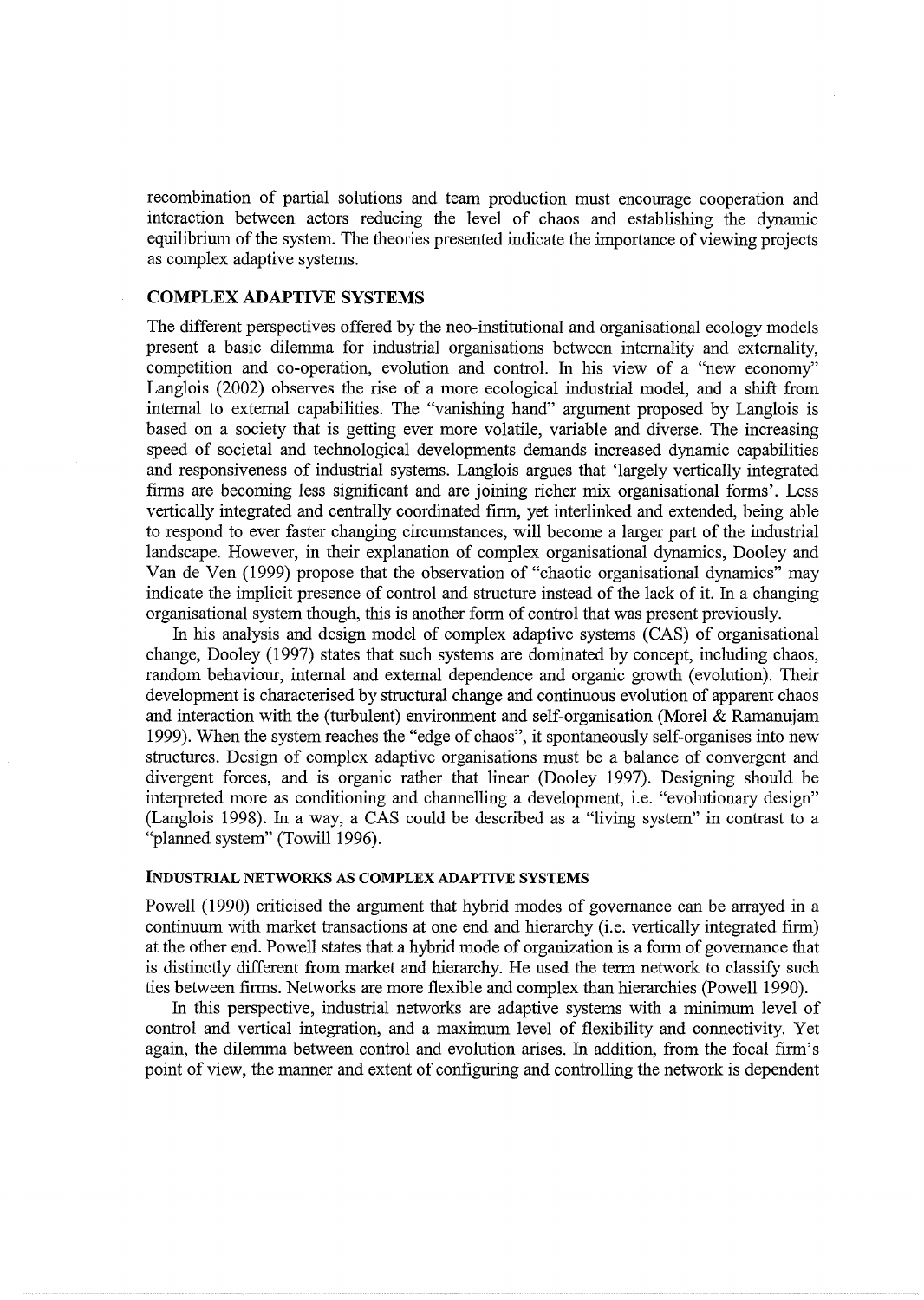recombination of partial solutions and team production must encourage cooperation and interaction between actors reducing the level of chaos and establishing the dynamic equilibrium of the system. The theories presented indicate the importance of viewing projects as complex adaptive systems.

## COMPLEX ADAPTIVE SYSTEMS

The different perspectives offered by the neo-institutional and organisational ecology models present a basic dilemma for industrial organisations between internality and externality, competition and co-operation, evolution and control. In his view of a "new economy" Langlois (2002) observes the rise of a more ecological industrial model, and a shift from internal to external capabilities. The "vanishing hand" argument proposed by Langlois is based on a society that is getting ever more volatile, variable and diverse. The increasing speed of societal and technological developments demands increased dynamic capabilities and responsiveness of industrial systems. Langlois argues that 'largely vertically integrated firms are becoming less significant and are joining richer mix organisational forms'. Less vertically integrated and centrally coordinated firm, yet interlinked and extended, being able to respond to ever faster changing circumstances, will become a larger part of the industrial landscape. However, in their explanation of complex organisational dynamics, Dooley and Van de Ven (1999) propose that the observation of "chaotic organisational dynamics" may indicate the implicit presence of control and structure instead of the lack of it. In a changing organisational system though, this is another form of control that was present previously.

In his analysis and design model of complex adaptive systems (CAS) of organisational change, Dooley (1997) states that such systems are dominated by concept, including chaos, random behaviour, internal and external dependence and organic growth (evolution). Their development is characterised by structural change and continuous evolution of apparent chaos and interaction with the (turbulent) environment and self-organisation (Morel & Ramanujam 1999). When the system reaches the "edge of chaos", it spontaneously self-organises into new structures. Design of complex adaptive organisations must be a balance of convergent and divergent forces, and is organic rather that linear (Dooley 1997). Designing should be interpreted more as conditioning and channelling a development, i.e. "evolutionary design" (Langlois 1998). In a way, a CAS could be described as a "living system" in contrast to a "planned system" (Towill 1996).

### INDUSTRIAL NETWORKS AS COMPLEX ADAPTIVE SYSTEMS

Powell (1990) criticised the argument that hybrid modes of governance can be arrayed in a continuum with market transactions at one end and hierarchy (i.e. vertically integrated firm) at the other end. Powell states that a hybrid mode of organization is a form of governance that is distinctly different from market and hierarchy. He used the term network to classify such ties between firms. Networks are more flexible and complex than hierarchies (Powell 1990).

In this perspective, industrial networks are adaptive systems with a minimum level of control and vertical integration, and a maximum level of flexibility and connectivity. Yet again, the dilemma between control and evolution arises. In addition, from the focal firm's point of view, the manner and extent of configuring and controlling the network is dependent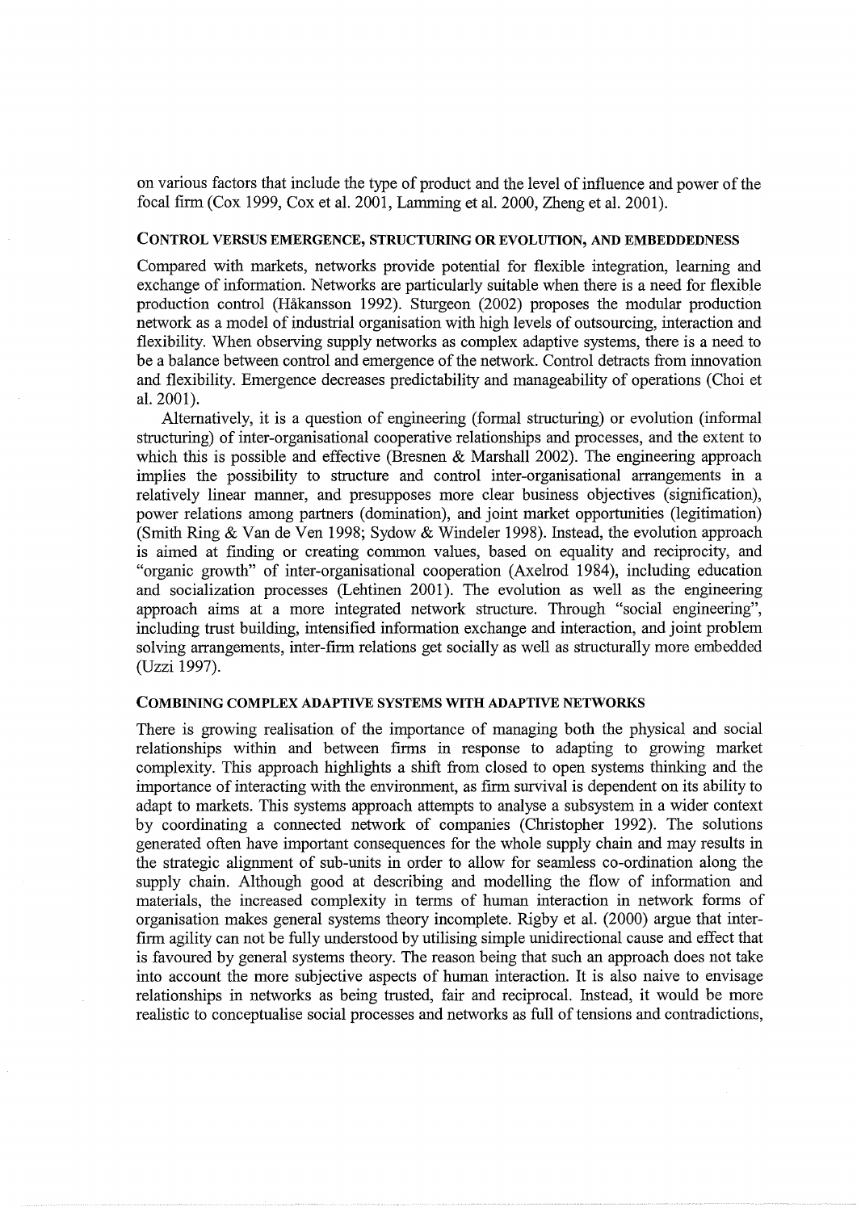on various factors that include the type of product and the level of influence and power of the focal firm (Cox 1999, Cox et al. 2001, Lamming et al. 2000, Zheng et al. 2001).

### CONTROL VERSUS EMERGENCE, STRUCTURING OR EVOLUTION, AND EMBEDDEDNESS

Compared with markets, networks provide potential for flexible integration, learning and exchange of information. Networks are particularly suitable when there is a need for flexible production control (Håkansson 1992). Sturgeon (2002) proposes the modular production network as a model of industrial organisation with high levels of outsourcing, interaction and flexibility. When observing supply networks as complex adaptive systems, there is a need to be a balance between control and emergence of the network. Control detracts from innovation and flexibility. Emergence decreases predictability and manageability of operations (Choi et al. 2001).

Alternatively, it is a question of engineering (formal structuring) or evolution (informal structuring) of inter-organisational cooperative relationships and processes, and the extent to which this is possible and effective (Bresnen & Marshall 2002). The engineering approach implies the possibility to structure and control inter-organisational arrangements in a relatively linear manner, and presupposes more clear business objectives (signification), power relations among partners (domination), and joint market opportunities (legitimation) (Smith Ring & Van de Ven 1998; Sydow & Windeler 1998). Instead, the evolution approach is aimed at finding or creating common values, based on equality and reciprocity, and "organic growth" of inter-organisational cooperation (Axelrod 1984), including education and socialization processes (Lehtinen 2001). The evolution as well as the engineering approach aims at a more integrated network structure. Through "social engineering", including trust building, intensified information exchange and interaction, and joint problem solving arrangements, inter-firm relations get socially as well as structurally more embedded (Uzzi 1997).

### COMBINING COMPLEX ADAPTIVE SYSTEMS WITH ADAPTIVE NETWORKS

There is growing realisation of the importance of managing both the physical and social relationships within and between firms in response to adapting to growing market complexity. This approach highlights a shift from closed to open systems thinking and the importance of interacting with the environment, as firm survival is dependent on its ability to adapt to markets. This systems approach attempts to analyse a subsystem in a wider context by coordinating a connected network of companies (Christopher 1992). The solutions generated often have important consequences for the whole supply chain and may results in the strategic alignment of sub-units in order to allow for seamless co-ordination along the supply chain. Although good at describing and modelling the flow of information and materials, the increased complexity in terms of human interaction in network forms of organisation makes general systems theory incomplete. Rigby et al. (2000) argue that inter-firm agility can not be fully understood by utilising simple unidirectional cause and effect that is favoured by general systems theory. The reason being that such an approach does not take into account the more subjective aspects of human interaction. It is also naive to envisage relationships in networks as being trusted, fair and reciprocal. Instead, it would be more realistic to conceptualise social processes and networks as full of tensions and contradictions,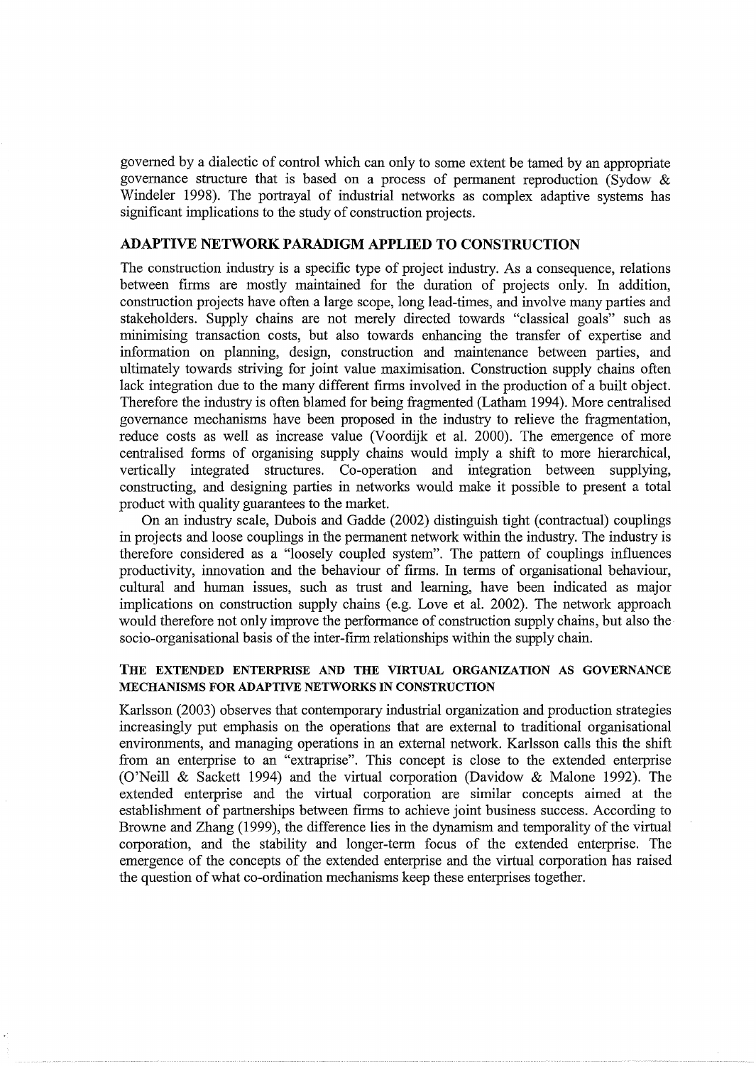governed by a dialectic of control which can only to some extent be tamed by an appropriate governance structure that is based on a process of permanent reproduction (Sydow & Windeler 1998). The portrayal of industrial networks as complex adaptive systems has significant implications to the study of construction projects.

## ADAPTIVE NETWORK PARADIGM APPLIED TO CONSTRUCTION

The construction industry is a specific type of project industry. As a consequence, relations between firms are mostly maintained for the duration of projects only. In addition, construction projects have often a large scope, long lead-times, and involve many parties and stakeholders. Supply chains are not merely directed towards "classical goals" such as minimising transaction costs, but also towards enhancing the transfer of expertise and information on planning, design, construction and maintenance between parties, and ultimately towards striving for joint value maximisation. Construction supply chains often lack integration due to the many different firms involved in the production of a built object. Therefore the industry is often blamed for being fragmented (Latham 1994). More centralised governance mechanisms have been proposed in the industry to relieve the fragmentation, reduce costs as well as increase value (Voordijk et al. 2000). The emergence of more centralised forms of organising supply chains would imply a shift to more hierarchical, vertically integrated structures. Co-operation and integration between supplying, constructing, and designing parties in networks would make it possible to present a total product with quality guarantees to the market.

On an industry scale, Dubois and Gadde (2002) distinguish tight (contractual) couplings in projects and loose couplings in the permanent network within the industry. The industry is therefore considered as a "loosely coupled system". The pattern of couplings influences productivity, innovation and the behaviour of firms. In terms of organisational behaviour, cultural and human issues, such as trust and learning, have been indicated as major implications on construction supply chains (e.g. Love et al. 2002). The network approach would therefore not only improve the performance of construction supply chains, but also the socio-organisational basis of the inter-firm relationships within the supply chain.

### THE EXTENDED ENTERPRISE AND THE VIRTUAL ORGANIZATION AS GOVERNANCE MECHANISMS FOR ADAPTIVE NETWORKS IN CONSTRUCTION

Karlsson (2003) observes that contemporary industrial organization and production strategies increasingly put emphasis on the operations that are external to traditional organisational environments, and managing operations in an external network. Karlsson calls this the shift from an enterprise to an "extraprise". This concept is close to the extended enterprise (O'Neill & Sackett 1994) and the virtual corporation (Davidow & Malone 1992). The extended enterprise and the virtual corporation are similar concepts aimed at the establishment of partnerships between firms to achieve joint business success. According to Browne and Zhang (1999), the difference lies in the dynamism and temporality of the virtual corporation, and the stability and longer-term focus of the extended enterprise. The emergence of the concepts of the extended enterprise and the virtual corporation has raised the question of what co-ordination mechanisms keep these enterprises together.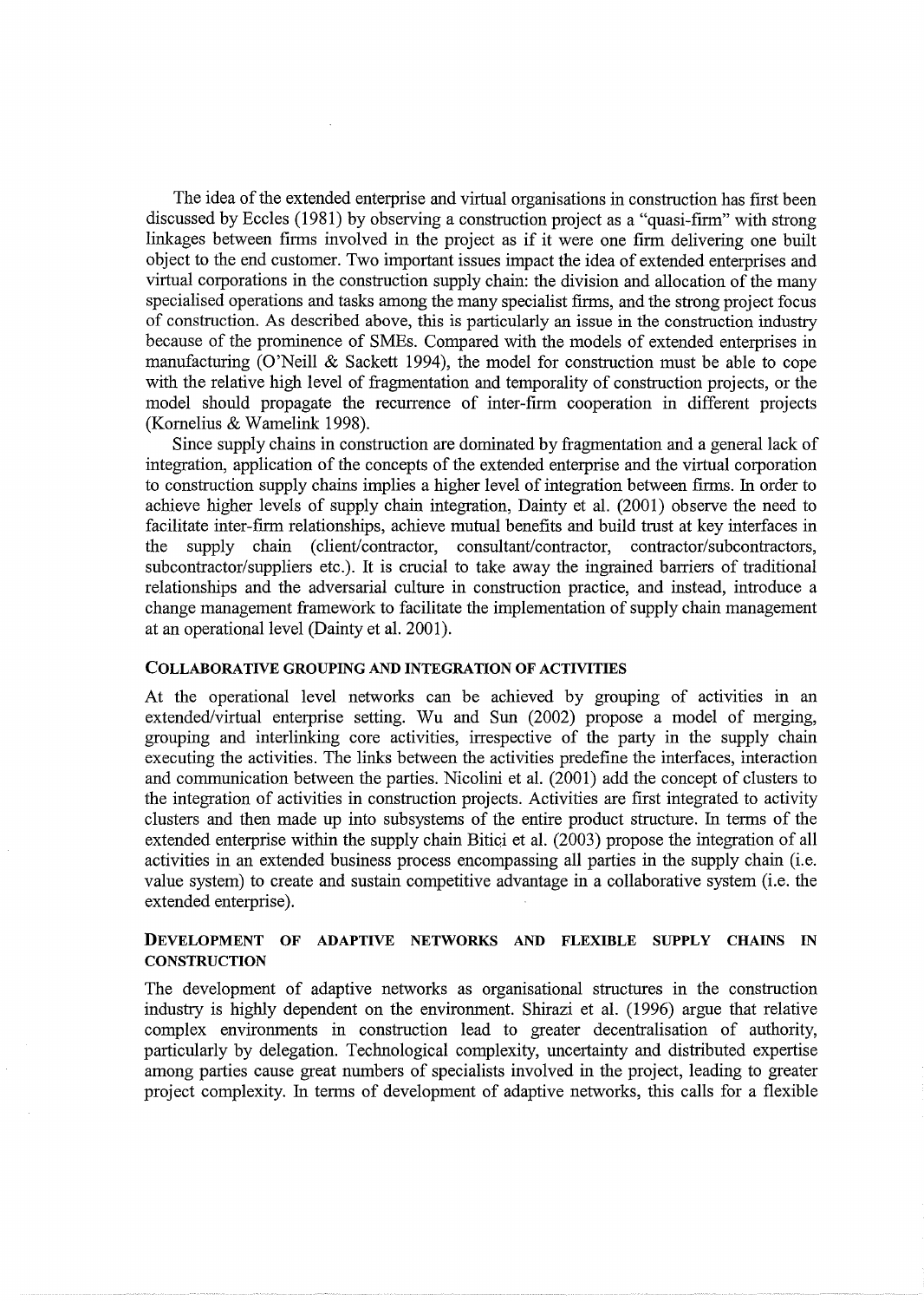The idea of the extended enterprise and virtual organisations in construction has first been discussed by Eccles (1981) by observing a construction project as a "quasi-firm" with strong linkages between firms involved in the project as if it were one firm delivering one built object to the end customer. Two important issues impact the idea of extended enterprises and virtual corporations in the construction supply chain: the division and allocation of the many specialised operations and tasks among the many specialist firms, and the strong project focus of construction. As described above, this is particularly an issue in the construction industry because of the prominence of SMEs. Compared with the models of extended enterprises in manufacturing (O'Neill & Sackett 1994), the model for construction must be able to cope with the relative high level of fragmentation and temporality of construction projects, or the model should propagate the recurrence of inter-firm cooperation in different projects (Kornelius & Wamelink 1998).

Since supply chains in construction are dominated by fragmentation and a general lack of integration, application of the concepts of the extended enterprise and the virtual corporation to construction supply chains implies a higher level of integration between firms. In order to achieve higher levels of supply chain integration, Dainty et al. (2001) observe the need to facilitate inter-firm relationships, achieve mutual benefits and build trust at key interfaces in the supply chain (client/contractor, consultant/contractor, contractor/subcontractors, subcontractor/suppliers etc.). It is crucial to take away the ingrained barriers of traditional relationships and the adversarial culture in construction practice, and instead, introduce a change management framework to facilitate the implementation of supply chain management at an operational level (Dainty et al. 2001).

## COLLABORATIVE GROUPING AND INTEGRATION OF ACTIVITIES

At the operational level networks can be achieved by grouping of activities in an extended/virtual enterprise setting. Wu and Sun (2002) propose a model of merging, grouping and interlinking core activities, irrespective of the party in the supply chain executing the activities. The links between the activities predefine the interfaces, interaction and communication between the parties. Nicolini et al. (2001) add the concept of clusters to the integration of activities in construction projects. Activities are first integrated to activity clusters and then made up into subsystems of the entire product structure. In terms of the extended enterprise within the supply chain Bitiçi et al. (2003) propose the integration of all activities in an extended business process encompassing all parties in the supply chain (i.e. value system) to create and sustain competitive advantage in a collaborative system (i.e. the extended enterprise).

## DEVELOPMENT OF ADAPTIVE NETWORKS AND FLEXIBLE SUPPLY CHAINS IN CONSTRUCTION

The development of adaptive networks as organisational structures in the construction industry is highly dependent on the environment. Shirazi et al. (1996) argue that relative complex environments in construction lead to greater decentralisation of authority, particularly by delegation. Technological complexity, uncertainty and distributed expertise among parties cause great numbers of specialists involved in the project, leading to greater project complexity. In terms of development of adaptive networks, this calls for a flexible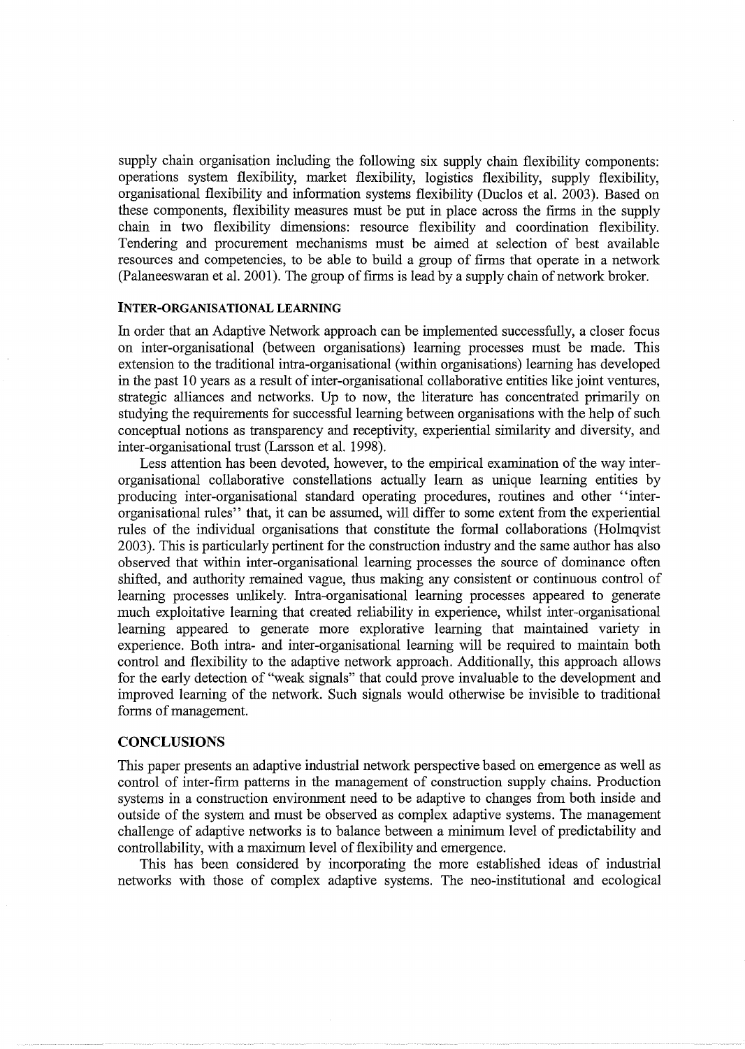supply chain organisation including the following six supply chain flexibility components: operations system flexibility, market flexibility, logistics flexibility, supply flexibility, organisational flexibility and information systems flexibility (Duclos et al. 2003). Based on these components, flexibility measures must be put in place across the firms in the supply chain in two flexibility dimensions: resource flexibility and coordination flexibility. Tendering and procurement mechanisms must be aimed at selection of best available resources and competencies, to be able to build a group of firms that operate in a network (Palaneeswaran et al. 2001). The group of firms is lead by a supply chain of network broker.

## INTER-ORGANISATIONAL LEARNING

In order that an Adaptive Network approach can be implemented successfully, a closer focus on inter-organisational (between organisations) learning processes must be made. This extension to the traditional intra-organisational (within organisations) learning has developed in the past 10 years as a result of inter-organisational collaborative entities like joint ventures, strategic alliances and networks. Up to now, the literature has concentrated primarily on studying the requirements for successful learning between organisations with the help of such conceptual notions as transparency and receptivity, experiential similarity and diversity, and inter-organisational trust (Larsson et al. 1998).

Less attention has been devoted, however, to the empirical examination of the way inter-organisational collaborative constellations actually learn as unique learning entities by producing inter-organisational standard operating procedures, routines and other "inter-organisational rules" that, it can be assumed, will differ to some extent from the experiential rules of the individual organisations that constitute the formal collaborations (Holmqvist 2003). This is particularly pertinent for the construction industry and the same author has also observed that within inter-organisational learning processes the source of dominance often shifted, and authority remained vague, thus making any consistent or continuous control of learning processes unlikely. Intra-organisational learning processes appeared to generate much exploitative learning that created reliability in experience, whilst inter-organisational learning appeared to generate more explorative learning that maintained variety in experience. Both intra- and inter-organisational learning will be required to maintain both control and flexibility to the adaptive network approach. Additionally, this approach allows for the early detection of "weak signals" that could prove invaluable to the development and improved learning of the network. Such signals would otherwise be invisible to traditional forms of management.

## CONCLUSIONS

This paper presents an adaptive industrial network perspective based on emergence as well as control of inter-firm patterns in the management of construction supply chains. Production systems in a construction environment need to be adaptive to changes from both inside and outside of the system and must be observed as complex adaptive systems. The management challenge of adaptive networks is to balance between a minimum level of predictability and controllability, with a maximum level of flexibility and emergence.

This has been considered by incorporating the more established ideas of industrial networks with those of complex adaptive systems. The neo-institutional and ecological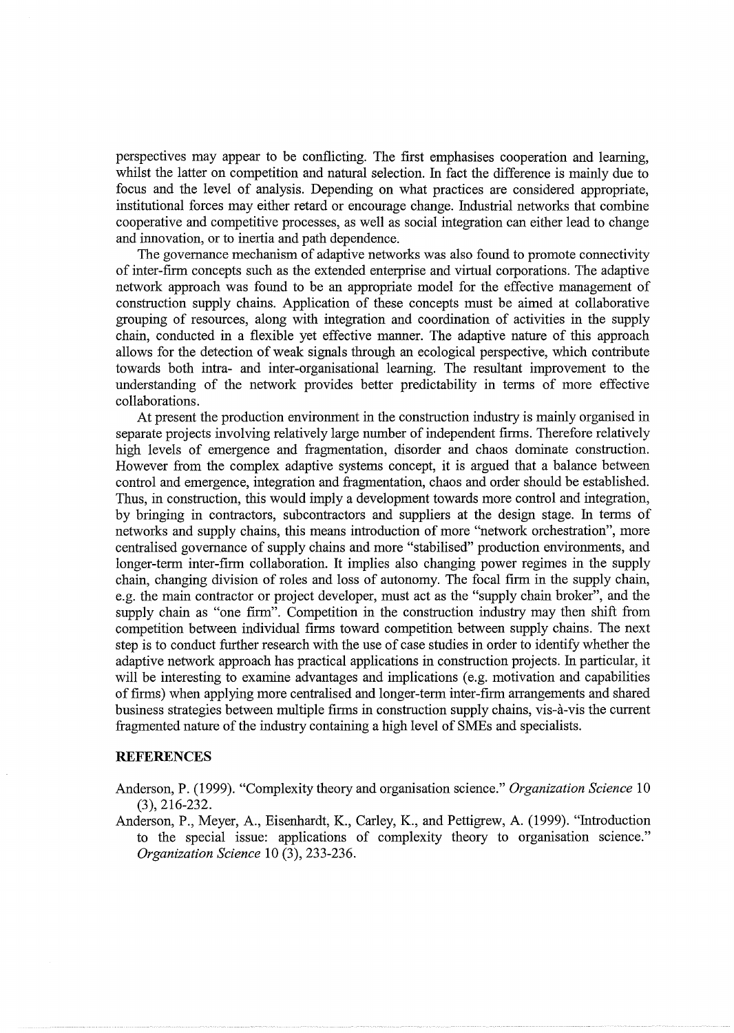perspectives may appear to be conflicting. The first emphasises cooperation and learning, whilst the latter on competition and natural selection. In fact the difference is mainly due to focus and the level of analysis. Depending on what practices are considered appropriate, institutional forces may either retard or encourage change. Industrial networks that combine cooperative and competitive processes, as well as social integration can either lead to change and innovation, or to inertia and path dependence.

The governance mechanism of adaptive networks was also found to promote connectivity of inter-firm concepts such as the extended enterprise and virtual corporations. The adaptive network approach was found to be an appropriate model for the effective management of construction supply chains. Application of these concepts must be aimed at collaborative grouping of resources, along with integration and coordination of activities in the supply chain, conducted in a flexible yet effective manner. The adaptive nature of this approach allows for the detection of weak signals through an ecological perspective, which contribute towards both intra- and inter-organisational learning. The resultant improvement to the understanding of the network provides better predictability in terms of more effective collaborations.

At present the production environment in the construction industry is mainly organised in separate projects involving relatively large number of independent firms. Therefore relatively high levels of emergence and fragmentation, disorder and chaos dominate construction. However from the complex adaptive systems concept, it is argued that a balance between control and emergence, integration and fragmentation, chaos and order should be established. Thus, in construction, this would imply a development towards more control and integration, by bringing in contractors, subcontractors and suppliers at the design stage. In terms of networks and supply chains, this means introduction of more "network orchestration", more centralised governance of supply chains and more "stabilised" production environments, and longer-term inter-firm collaboration. It implies also changing power regimes in the supply chain, changing division of roles and loss of autonomy. The focal firm in the supply chain, e.g. the main contractor or project developer, must act as the "supply chain broker", and the supply chain as "one firm". Competition in the construction industry may then shift from competition between individual firms toward competition between supply chains. The next step is to conduct further research with the use of case studies in order to identify whether the adaptive network approach has practical applications in construction projects. In particular, it will be interesting to examine advantages and implications (e.g. motivation and capabilities of firms) when applying more centralised and longer-term inter-firm arrangements and shared business strategies between multiple firms in construction supply chains, vis-à-vis the current fragmented nature of the industry containing a high level of SMEs and specialists.

## REFERENCES

Anderson, P. (1999). "Complexity theory and organisation science." *Organization Science* 10 (3), 216-232.

Anderson, P., Meyer, A., Eisenhardt, K., Carley, K., and Pettigrew, A. (1999). "Introduction to the special issue: applications of complexity theory to organisation science." *Organization Science* 10 (3), 233-236.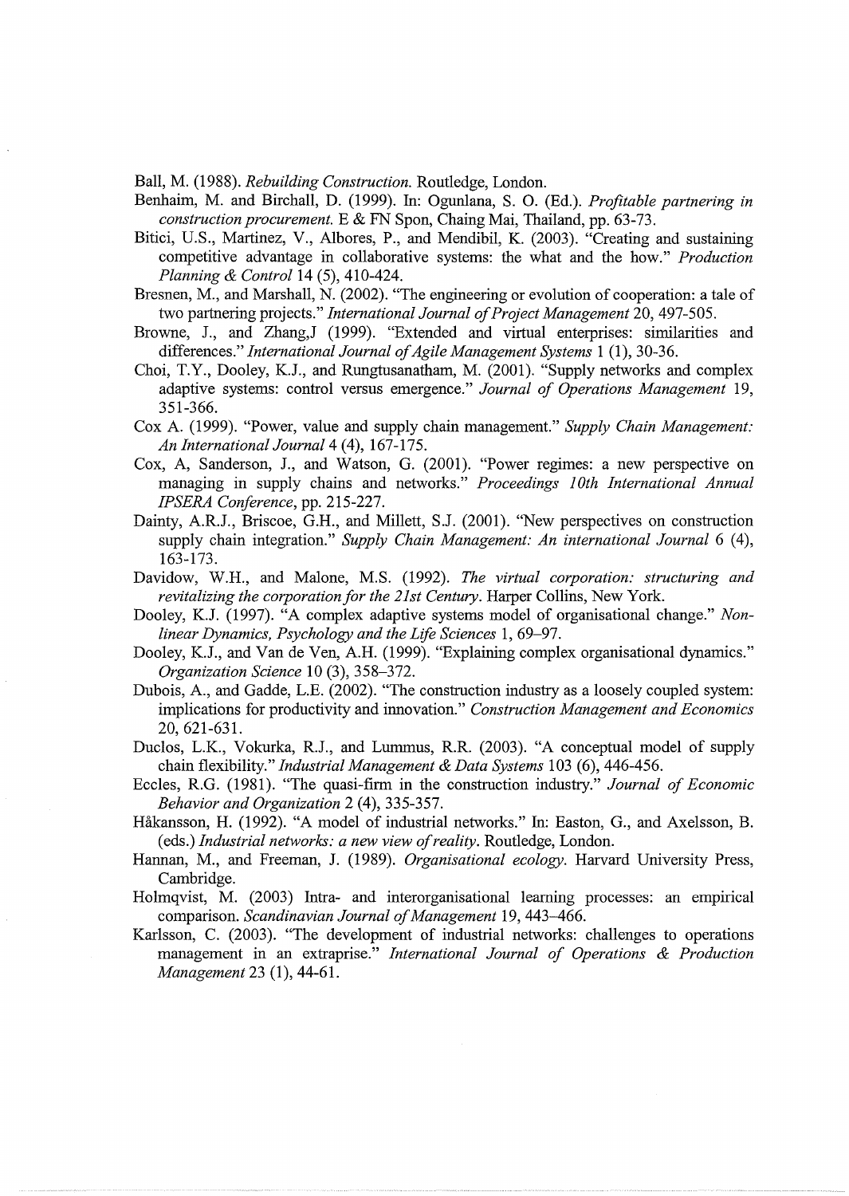Ball, M. (1988). *Rebuilding Construction.* Routledge, London.

Benhaim, M. and Birchall, D. (1999). In: Ogunlana, S. O. (Ed.). *Profitable partnering in construction procurement.* E & FN Spon, Chaing Mai, Thailand, pp. 63-73.

Bitici, U.S., Martinez, V., Albores, P., and Mendibil, K. (2003). "Creating and sustaining competitive advantage in collaborative systems: the what and the how." *Production Planning & Control* 14 (5), 410-424.

Bresnen, M., and Marshall, N. (2002). "The engineering or evolution of cooperation: a tale of two partnering projects." *International Journal of Project Management* 20, 497-505.

Browne, J., and Zhang,J (1999). "Extended and virtual enterprises: similarities and differences." *International Journal of Agile Management Systems* 1 (1), 30-36.

Choi, T.Y., Dooley, K.J., and Rungtusanatham, M. (2001). "Supply networks and complex adaptive systems: control versus emergence." *Journal of Operations Management* 19, 351-366.

Cox A. (1999). "Power, value and supply chain management." *Supply Chain Management: An International Journal* 4 (4), 167-175.

Cox, A, Sanderson, J., and Watson, G. (2001). "Power regimes: a new perspective on managing in supply chains and networks." *Proceedings 10th International Annual IPSERA Conference*, pp. 215-227.

Dainty, A.R.J., Briscoe, G.H., and Millett, S.J. (2001). "New perspectives on construction supply chain integration." *Supply Chain Management: An international Journal* 6 (4), 163-173.

Davidow, W.H., and Malone, M.S. (1992). *The virtual corporation: structuring and revitalizing the corporation for the 21st Century.* Harper Collins, New York.

Dooley, K.J. (1997). "A complex adaptive systems model of organisational change." *Non-linear Dynamics, Psychology and the Life Sciences* 1, 69–97.

Dooley, K.J., and Van de Ven, A.H. (1999). "Explaining complex organisational dynamics." *Organization Science* 10 (3), 358–372.

Dubois, A., and Gadde, L.E. (2002). "The construction industry as a loosely coupled system: implications for productivity and innovation." *Construction Management and Economics* 20, 621-631.

Duclos, L.K., Vokurka, R.J., and Lummus, R.R. (2003). "A conceptual model of supply chain flexibility." *Industrial Management & Data Systems* 103 (6), 446-456.

Eccles, R.G. (1981). "The quasi-firm in the construction industry." *Journal of Economic Behavior and Organization* 2 (4), 335-357.

Håkansson, H. (1992). "A model of industrial networks." In: Easton, G., and Axelsson, B. (eds.) *Industrial networks: a new view of reality.* Routledge, London.

Hannan, M., and Freeman, J. (1989). *Organisational ecology.* Harvard University Press, Cambridge.

Holmqvist, M. (2003) Intra- and interorganisational learning processes: an empirical comparison. *Scandinavian Journal of Management* 19, 443–466.

Karlsson, C. (2003). "The development of industrial networks: challenges to operations management in an extraprise." *International Journal of Operations & Production Management* 23 (1), 44-61.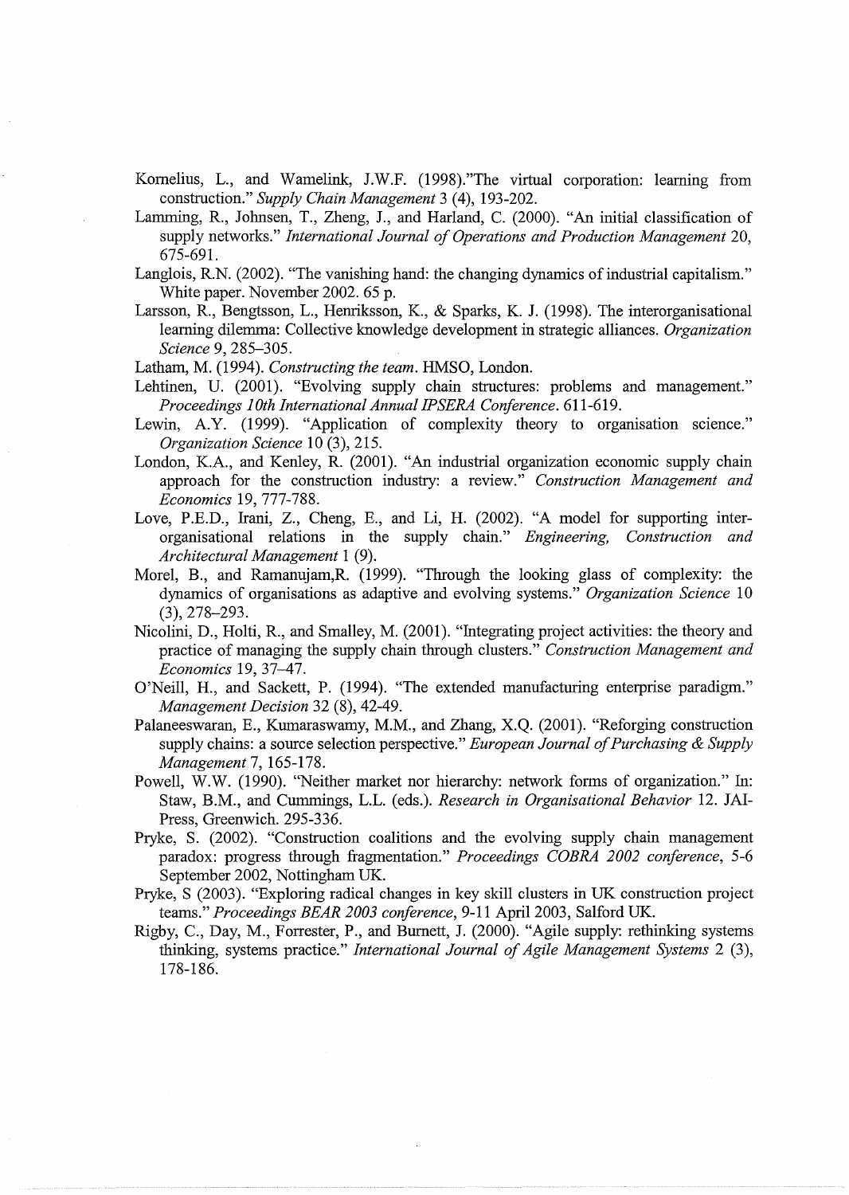Kornelius, L., and Wamelink, J.W.F. (1998)."The virtual corporation: learning from construction." *Supply Chain Management* 3 (4), 193-202.

Lamming, R., Johnsen, T., Zheng, J., and Harland, C. (2000). "An initial classification of supply networks." *International Journal of Operations and Production Management* 20, 675-691.

Langlois, R.N. (2002). "The vanishing hand: the changing dynamics of industrial capitalism." White paper. November 2002. 65 p.

Larsson, R., Bengtsson, L., Henriksson, K., & Sparks, K. J. (1998). The interorganisational learning dilemma: Collective knowledge development in strategic alliances. *Organization Science* 9, 285–305.

Latham, M. (1994). *Constructing the team*. HMSO, London.

Lehtinen, U. (2001). "Evolving supply chain structures: problems and management." *Proceedings 10th International Annual IPSERA Conference*. 611-619.

Lewin, A.Y. (1999). "Application of complexity theory to organisation science." *Organization Science* 10 (3), 215.

London, K.A., and Kenley, R. (2001). "An industrial organization economic supply chain approach for the construction industry: a review." *Construction Management and Economics* 19, 777-788.

Love, P.E.D., Irani, Z., Cheng, E., and Li, H. (2002). "A model for supporting inter-organisational relations in the supply chain." *Engineering, Construction and Architectural Management* 1 (9).

Morel, B., and Ramanujam,R. (1999). "Through the looking glass of complexity: the dynamics of organisations as adaptive and evolving systems." *Organization Science* 10 (3), 278–293.

Nicolini, D., Holti, R., and Smalley, M. (2001). "Integrating project activities: the theory and practice of managing the supply chain through clusters." *Construction Management and Economics* 19, 37–47.

O'Neill, H., and Sackett, P. (1994). "The extended manufacturing enterprise paradigm." *Management Decision* 32 (8), 42-49.

Palaneeswaran, E., Kumaraswamy, M.M., and Zhang, X.Q. (2001). "Reforging construction supply chains: a source selection perspective." *European Journal of Purchasing & Supply Management* 7, 165-178.

Powell, W.W. (1990). "Neither market nor hierarchy: network forms of organization." In: Staw, B.M., and Cummings, L.L. (eds.). *Research in Organisational Behavior* 12. JAI-Press, Greenwich. 295-336.

Pryke, S. (2002). "Construction coalitions and the evolving supply chain management paradox: progress through fragmentation." *Proceedings COBRA 2002 conference*, 5-6 September 2002, Nottingham UK.

Pryke, S (2003). "Exploring radical changes in key skill clusters in UK construction project teams." *Proceedings BEAR 2003 conference*, 9-11 April 2003, Salford UK.

Rigby, C., Day, M., Forrester, P., and Burnett, J. (2000). "Agile supply: rethinking systems thinking, systems practice." *International Journal of Agile Management Systems* 2 (3), 178-186.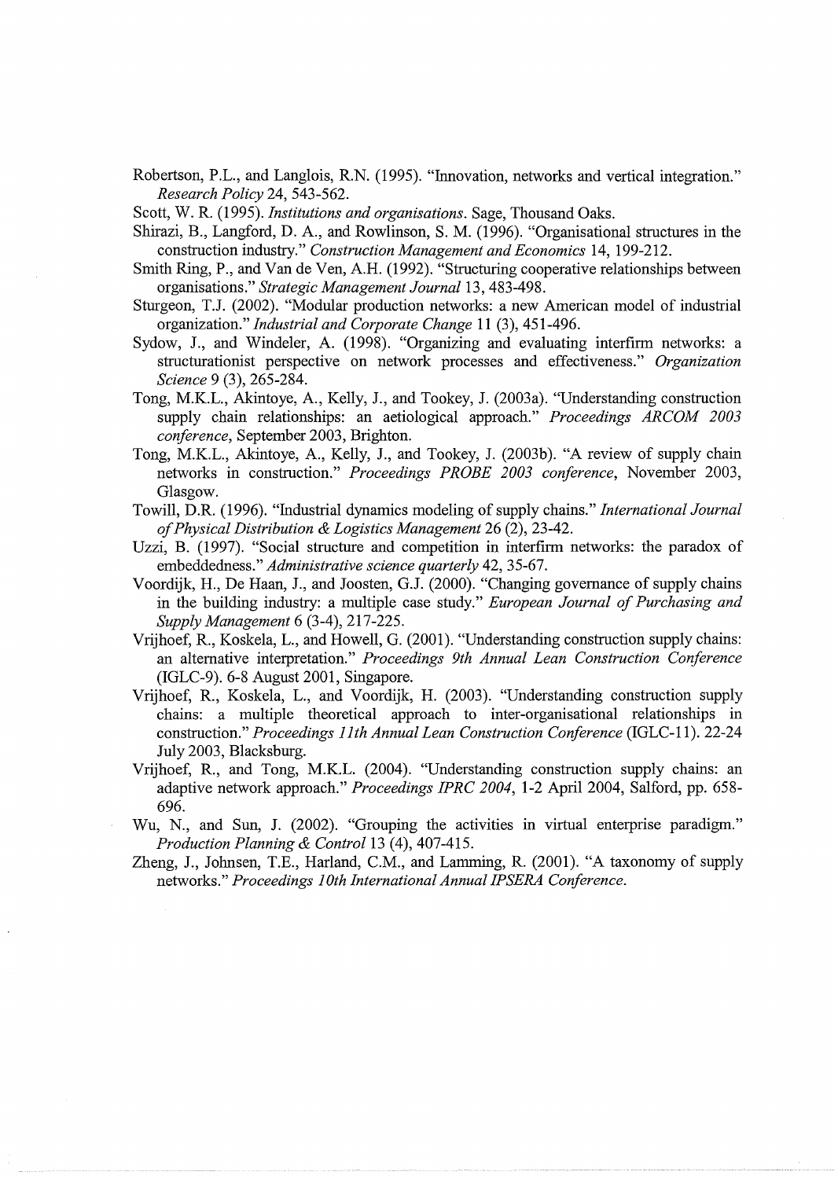Robertson, P.L., and Langlois, R.N. (1995). "Innovation, networks and vertical integration." *Research Policy* 24, 543-562.

Scott, W. R. (1995). *Institutions and organisations*. Sage, Thousand Oaks.

Shirazi, B., Langford, D. A., and Rowlinson, S. M. (1996). "Organisational structures in the construction industry." *Construction Management and Economics* 14, 199-212.

Smith Ring, P., and Van de Ven, A.H. (1992). "Structuring cooperative relationships between organisations." *Strategic Management Journal* 13, 483-498.

Sturgeon, T.J. (2002). "Modular production networks: a new American model of industrial organization." *Industrial and Corporate Change* 11 (3), 451-496.

Sydow, J., and Windeler, A. (1998). "Organizing and evaluating interfirm networks: a structurationist perspective on network processes and effectiveness." *Organization Science* 9 (3), 265-284.

Tong, M.K.L., Akintoye, A., Kelly, J., and Tookey, J. (2003a). "Understanding construction supply chain relationships: an aetiological approach." *Proceedings ARCOM 2003 conference*, September 2003, Brighton.

Tong, M.K.L., Akintoye, A., Kelly, J., and Tookey, J. (2003b). "A review of supply chain networks in construction." *Proceedings PROBE 2003 conference*, November 2003, Glasgow.

Towill, D.R. (1996). "Industrial dynamics modeling of supply chains." *International Journal of Physical Distribution & Logistics Management* 26 (2), 23-42.

Uzzi, B. (1997). "Social structure and competition in interfirm networks: the paradox of embeddedness." *Administrative science quarterly* 42, 35-67.

Voordijk, H., De Haan, J., and Joosten, G.J. (2000). "Changing governance of supply chains in the building industry: a multiple case study." *European Journal of Purchasing and Supply Management* 6 (3-4), 217-225.

Vrijhoef, R., Koskela, L., and Howell, G. (2001). "Understanding construction supply chains: an alternative interpretation." *Proceedings 9th Annual Lean Construction Conference* (IGLC-9). 6-8 August 2001, Singapore.

Vrijhoef, R., Koskela, L., and Voordijk, H. (2003). "Understanding construction supply chains: a multiple theoretical approach to inter-organisational relationships in construction." *Proceedings 11th Annual Lean Construction Conference* (IGLC-11). 22-24 July 2003, Blacksburg.

Vrijhoef, R., and Tong, M.K.L. (2004). "Understanding construction supply chains: an adaptive network approach." *Proceedings IPRC 2004*, 1-2 April 2004, Salford, pp. 658-696.

Wu, N., and Sun, J. (2002). "Grouping the activities in virtual enterprise paradigm." *Production Planning & Control* 13 (4), 407-415.

Zheng, J., Johnsen, T.E., Harland, C.M., and Lamming, R. (2001). "A taxonomy of supply networks." *Proceedings 10th International Annual IPSERA Conference*.